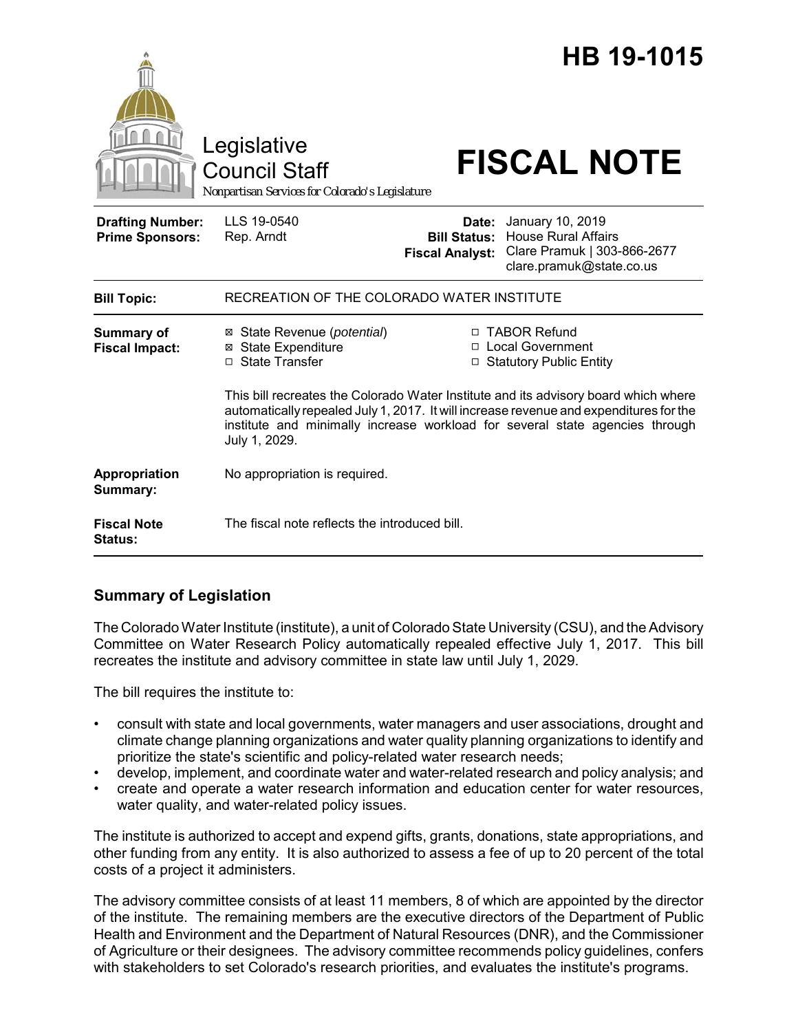# HB 19-1015

Legislative Council Staff

*Nonpartisan Services for Colorado's Legislature*

# FISCAL NOTE

| | | | |
|---|---|---|---|
| **Drafting Number:** | LLS 19-0540 | **Date:** | January 10, 2019 |
| **Prime Sponsors:** | Rep. Arndt | **Bill Status:** | House Rural Affairs |
| | | **Fiscal Analyst:** | Clare Pramuk \| 303-866-2677 clare.pramuk@state.co.us |

| | |
|---|---|
| **Bill Topic:** | RECREATION OF THE COLORADO WATER INSTITUTE |
| **Summary of Fiscal Impact:** | ☒ State Revenue (*potential*) ☒ State Expenditure ☐ State Transfer ☐ TABOR Refund ☐ Local Government ☐ Statutory Public Entity<br><br>This bill recreates the Colorado Water Institute and its advisory board which where automatically repealed July 1, 2017. It will increase revenue and expenditures for the institute and minimally increase workload for several state agencies through July 1, 2029. |
| **Appropriation Summary:** | No appropriation is required. |
| **Fiscal Note Status:** | The fiscal note reflects the introduced bill. |

## Summary of Legislation

The Colorado Water Institute (institute), a unit of Colorado State University (CSU), and the Advisory Committee on Water Research Policy automatically repealed effective July 1, 2017. This bill recreates the institute and advisory committee in state law until July 1, 2029.

The bill requires the institute to:

- consult with state and local governments, water managers and user associations, drought and climate change planning organizations and water quality planning organizations to identify and prioritize the state's scientific and policy-related water research needs;
- develop, implement, and coordinate water and water-related research and policy analysis; and
- create and operate a water research information and education center for water resources, water quality, and water-related policy issues.

The institute is authorized to accept and expend gifts, grants, donations, state appropriations, and other funding from any entity. It is also authorized to assess a fee of up to 20 percent of the total costs of a project it administers.

The advisory committee consists of at least 11 members, 8 of which are appointed by the director of the institute. The remaining members are the executive directors of the Department of Public Health and Environment and the Department of Natural Resources (DNR), and the Commissioner of Agriculture or their designees. The advisory committee recommends policy guidelines, confers with stakeholders to set Colorado's research priorities, and evaluates the institute's programs.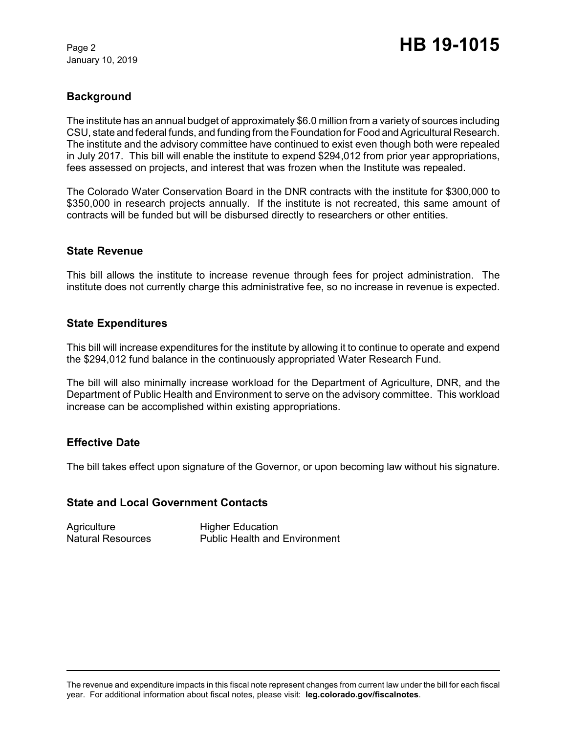## Background

The institute has an annual budget of approximately $6.0 million from a variety of sources including CSU, state and federal funds, and funding from the Foundation for Food and Agricultural Research. The institute and the advisory committee have continued to exist even though both were repealed in July 2017. This bill will enable the institute to expend $294,012 from prior year appropriations, fees assessed on projects, and interest that was frozen when the Institute was repealed.

The Colorado Water Conservation Board in the DNR contracts with the institute for $300,000 to $350,000 in research projects annually. If the institute is not recreated, this same amount of contracts will be funded but will be disbursed directly to researchers or other entities.

## State Revenue

This bill allows the institute to increase revenue through fees for project administration. The institute does not currently charge this administrative fee, so no increase in revenue is expected.

## State Expenditures

This bill will increase expenditures for the institute by allowing it to continue to operate and expend the $294,012 fund balance in the continuously appropriated Water Research Fund.

The bill will also minimally increase workload for the Department of Agriculture, DNR, and the Department of Public Health and Environment to serve on the advisory committee. This workload increase can be accomplished within existing appropriations.

## Effective Date

The bill takes effect upon signature of the Governor, or upon becoming law without his signature.

## State and Local Government Contacts

| | |
|---|---|
| Agriculture | Higher Education |
| Natural Resources | Public Health and Environment |

The revenue and expenditure impacts in this fiscal note represent changes from current law under the bill for each fiscal year. For additional information about fiscal notes, please visit: **leg.colorado.gov/fiscalnotes**.